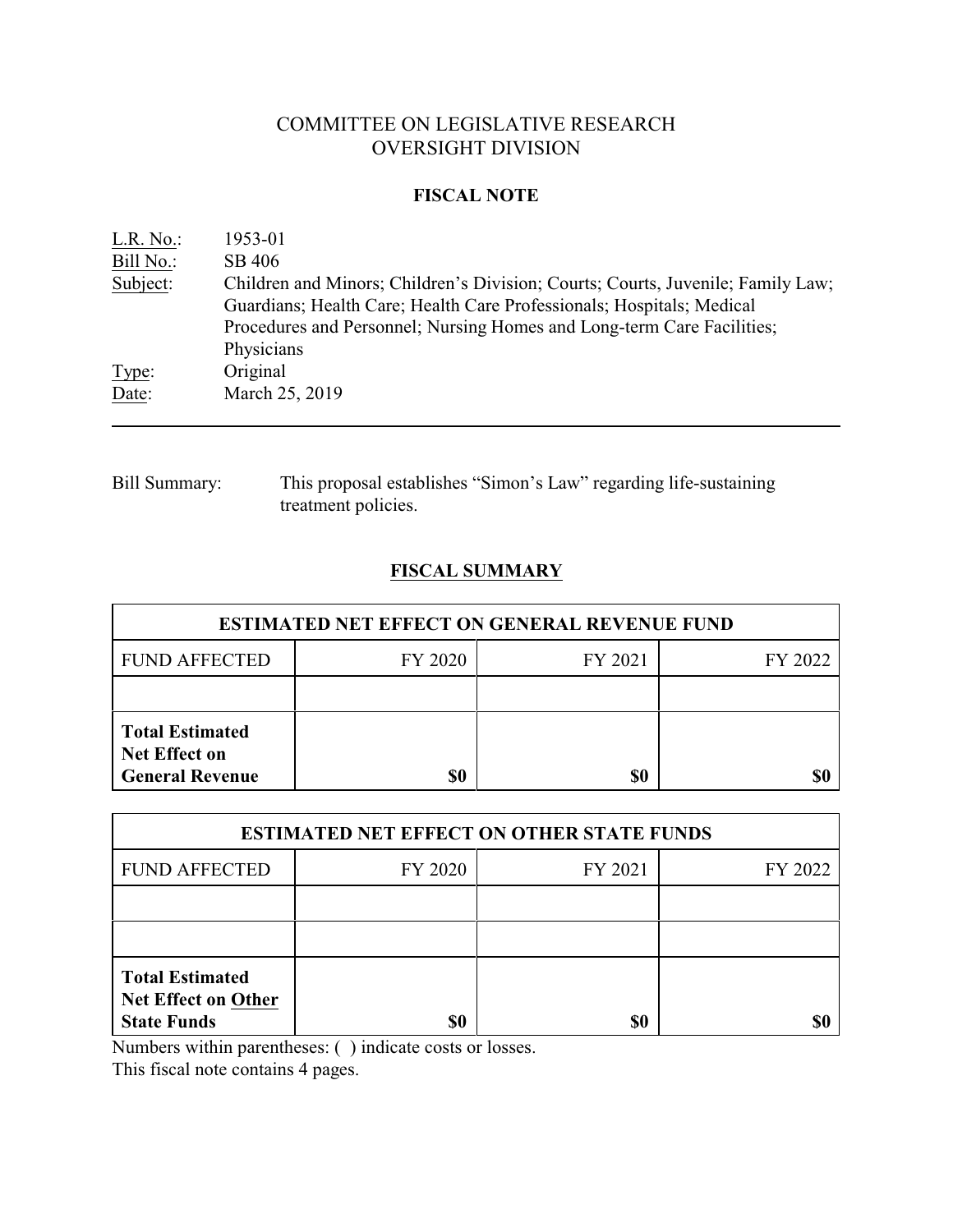# COMMITTEE ON LEGISLATIVE RESEARCH
# OVERSIGHT DIVISION

## FISCAL NOTE

L.R. No.: 1953-01
Bill No.: SB 406
Subject: Children and Minors; Children's Division; Courts; Courts, Juvenile; Family Law; Guardians; Health Care; Health Care Professionals; Hospitals; Medical Procedures and Personnel; Nursing Homes and Long-term Care Facilities; Physicians
Type: Original
Date: March 25, 2019

---

Bill Summary: This proposal establishes "Simon's Law" regarding life-sustaining treatment policies.

## FISCAL SUMMARY

| ESTIMATED NET EFFECT ON GENERAL REVENUE FUND | | | |
|---|---|---|---|
| FUND AFFECTED | FY 2020 | FY 2021 | FY 2022 |
| | | | |
| **Total Estimated Net Effect on General Revenue** | **$0** | **$0** | **$0** |

| ESTIMATED NET EFFECT ON OTHER STATE FUNDS | | | |
|---|---|---|---|
| FUND AFFECTED | FY 2020 | FY 2021 | FY 2022 |
| | | | |
| | | | |
| **Total Estimated Net Effect on Other State Funds** | **$0** | **$0** | **$0** |

Numbers within parentheses: ( ) indicate costs or losses.
This fiscal note contains 4 pages.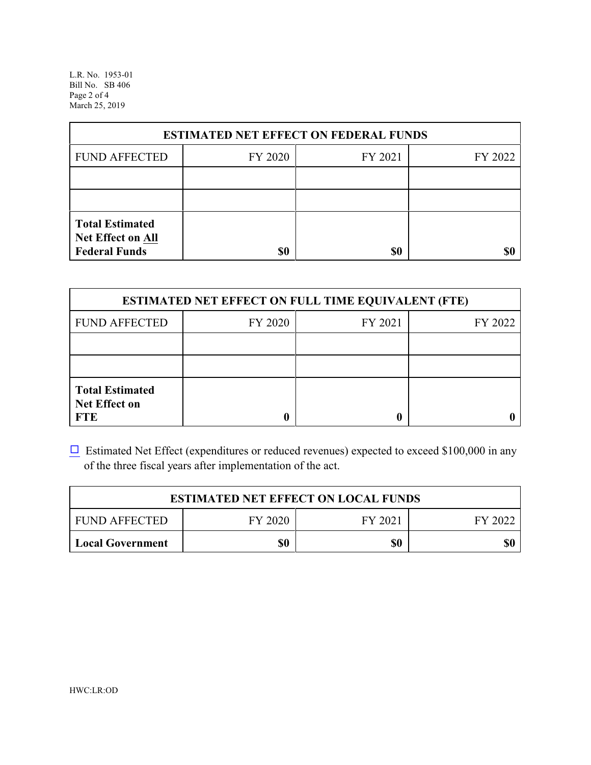| ESTIMATED NET EFFECT ON FEDERAL FUNDS | | | |
|---|---|---|---|
| FUND AFFECTED | FY 2020 | FY 2021 | FY 2022 |
| | | | |
| | | | |
| **Total Estimated Net Effect on All Federal Funds** | **$0** | **$0** | **$0** |

| ESTIMATED NET EFFECT ON FULL TIME EQUIVALENT (FTE) | | | |
|---|---|---|---|
| FUND AFFECTED | FY 2020 | FY 2021 | FY 2022 |
| | | | |
| | | | |
| **Total Estimated Net Effect on FTE** | **0** | **0** | **0** |

☐ Estimated Net Effect (expenditures or reduced revenues) expected to exceed $100,000 in any of the three fiscal years after implementation of the act.

| ESTIMATED NET EFFECT ON LOCAL FUNDS | | | |
|---|---|---|---|
| FUND AFFECTED | FY 2020 | FY 2021 | FY 2022 |
| **Local Government** | **$0** | **$0** | **$0** |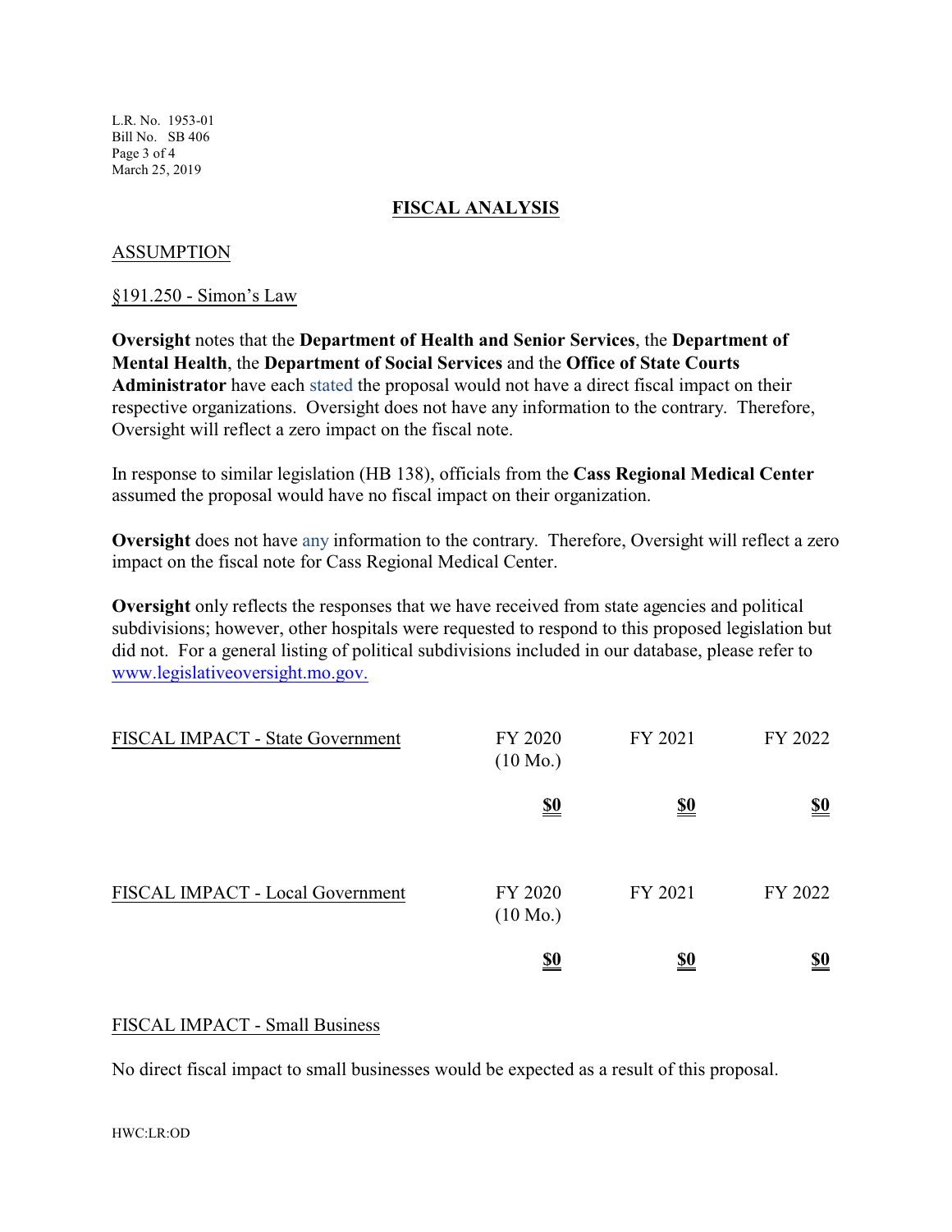## FISCAL ANALYSIS

### ASSUMPTION

§191.250 - Simon's Law

**Oversight** notes that the **Department of Health and Senior Services**, the **Department of Mental Health**, the **Department of Social Services** and the **Office of State Courts Administrator** have each stated the proposal would not have a direct fiscal impact on their respective organizations. Oversight does not have any information to the contrary. Therefore, Oversight will reflect a zero impact on the fiscal note.

In response to similar legislation (HB 138), officials from the **Cass Regional Medical Center** assumed the proposal would have no fiscal impact on their organization.

**Oversight** does not have any information to the contrary. Therefore, Oversight will reflect a zero impact on the fiscal note for Cass Regional Medical Center.

**Oversight** only reflects the responses that we have received from state agencies and political subdivisions; however, other hospitals were requested to respond to this proposed legislation but did not. For a general listing of political subdivisions included in our database, please refer to www.legislativeoversight.mo.gov.

| FISCAL IMPACT - State Government | FY 2020 (10 Mo.) | FY 2021 | FY 2022 |
|---|---|---|---|
| | **$0** | **$0** | **$0** |

| FISCAL IMPACT - Local Government | FY 2020 (10 Mo.) | FY 2021 | FY 2022 |
|---|---|---|---|
| | **$0** | **$0** | **$0** |

### FISCAL IMPACT - Small Business

No direct fiscal impact to small businesses would be expected as a result of this proposal.

HWC:LR:OD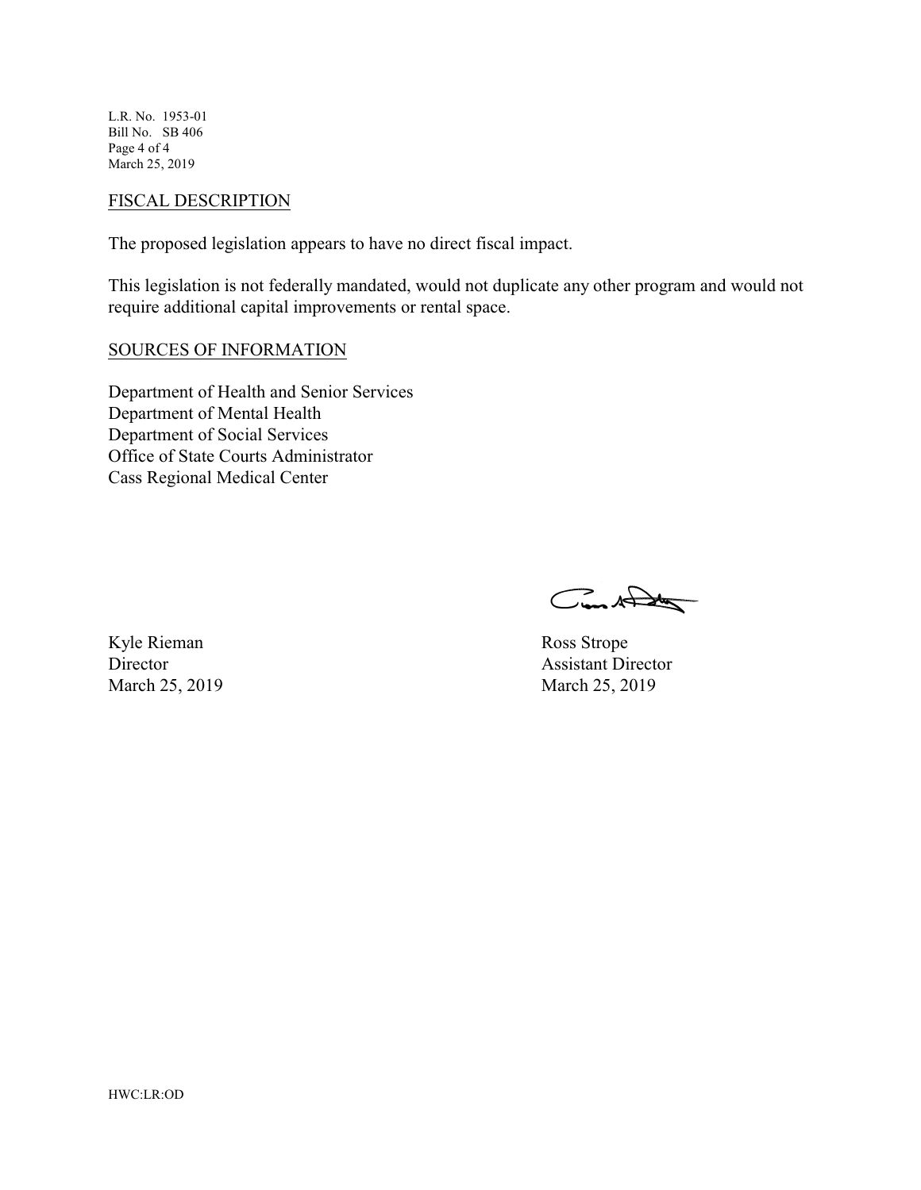## FISCAL DESCRIPTION

The proposed legislation appears to have no direct fiscal impact.

This legislation is not federally mandated, would not duplicate any other program and would not require additional capital improvements or rental space.

## SOURCES OF INFORMATION

Department of Health and Senior Services
Department of Mental Health
Department of Social Services
Office of State Courts Administrator
Cass Regional Medical Center

Kyle Rieman
Director
March 25, 2019

Ross Strope
Assistant Director
March 25, 2019

HWC:LR:OD